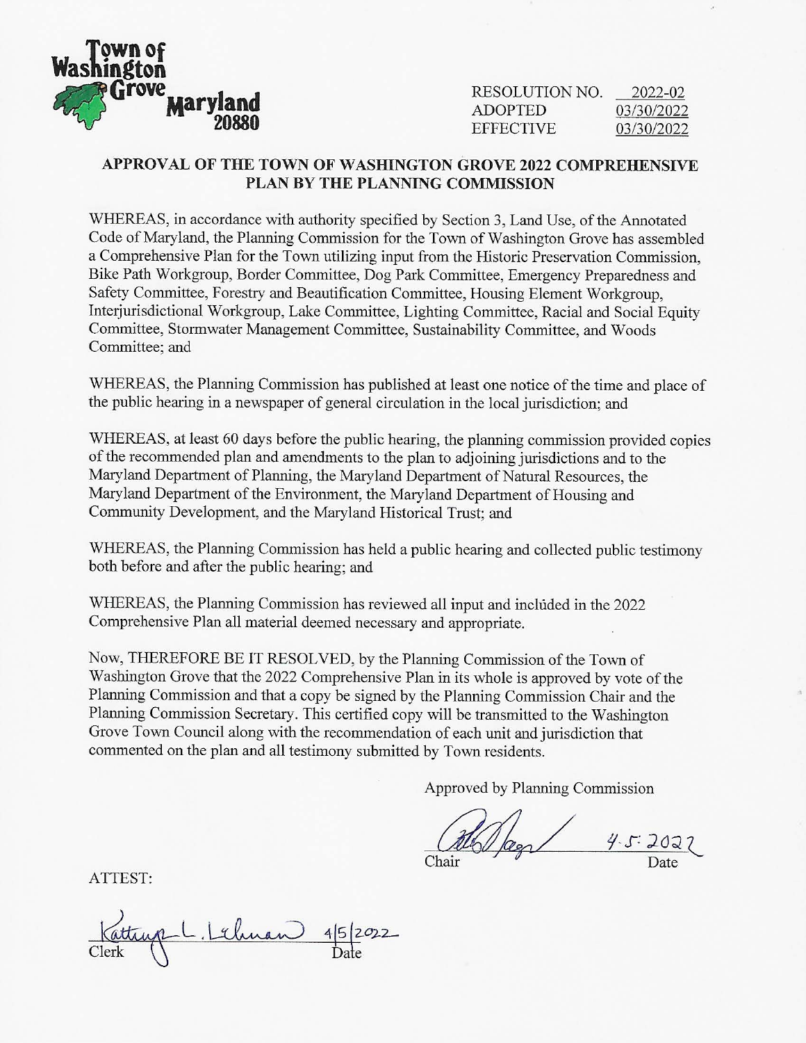Town of Washington Grove Maryland 20880

RESOLUTION NO. 2022-02
ADOPTED 03/30/2022
EFFECTIVE 03/30/2022

## APPROVAL OF THE TOWN OF WASHINGTON GROVE 2022 COMPREHENSIVE PLAN BY THE PLANNING COMMISSION

WHEREAS, in accordance with authority specified by Section 3, Land Use, of the Annotated Code of Maryland, the Planning Commission for the Town of Washington Grove has assembled a Comprehensive Plan for the Town utilizing input from the Historic Preservation Commission, Bike Path Workgroup, Border Committee, Dog Park Committee, Emergency Preparedness and Safety Committee, Forestry and Beautification Committee, Housing Element Workgroup, Interjurisdictional Workgroup, Lake Committee, Lighting Committee, Racial and Social Equity Committee, Stormwater Management Committee, Sustainability Committee, and Woods Committee; and

WHEREAS, the Planning Commission has published at least one notice of the time and place of the public hearing in a newspaper of general circulation in the local jurisdiction; and

WHEREAS, at least 60 days before the public hearing, the planning commission provided copies of the recommended plan and amendments to the plan to adjoining jurisdictions and to the Maryland Department of Planning, the Maryland Department of Natural Resources, the Maryland Department of the Environment, the Maryland Department of Housing and Community Development, and the Maryland Historical Trust; and

WHEREAS, the Planning Commission has held a public hearing and collected public testimony both before and after the public hearing; and

WHEREAS, the Planning Commission has reviewed all input and included in the 2022 Comprehensive Plan all material deemed necessary and appropriate.

Now, THEREFORE BE IT RESOLVED, by the Planning Commission of the Town of Washington Grove that the 2022 Comprehensive Plan in its whole is approved by vote of the Planning Commission and that a copy be signed by the Planning Commission Chair and the Planning Commission Secretary. This certified copy will be transmitted to the Washington Grove Town Council along with the recommendation of each unit and jurisdiction that commented on the plan and all testimony submitted by Town residents.

Approved by Planning Commission

[signature] 4-5-2022
Chair Date

ATTEST:

Kathryn L. Lehman 4/5/2022
Clerk Date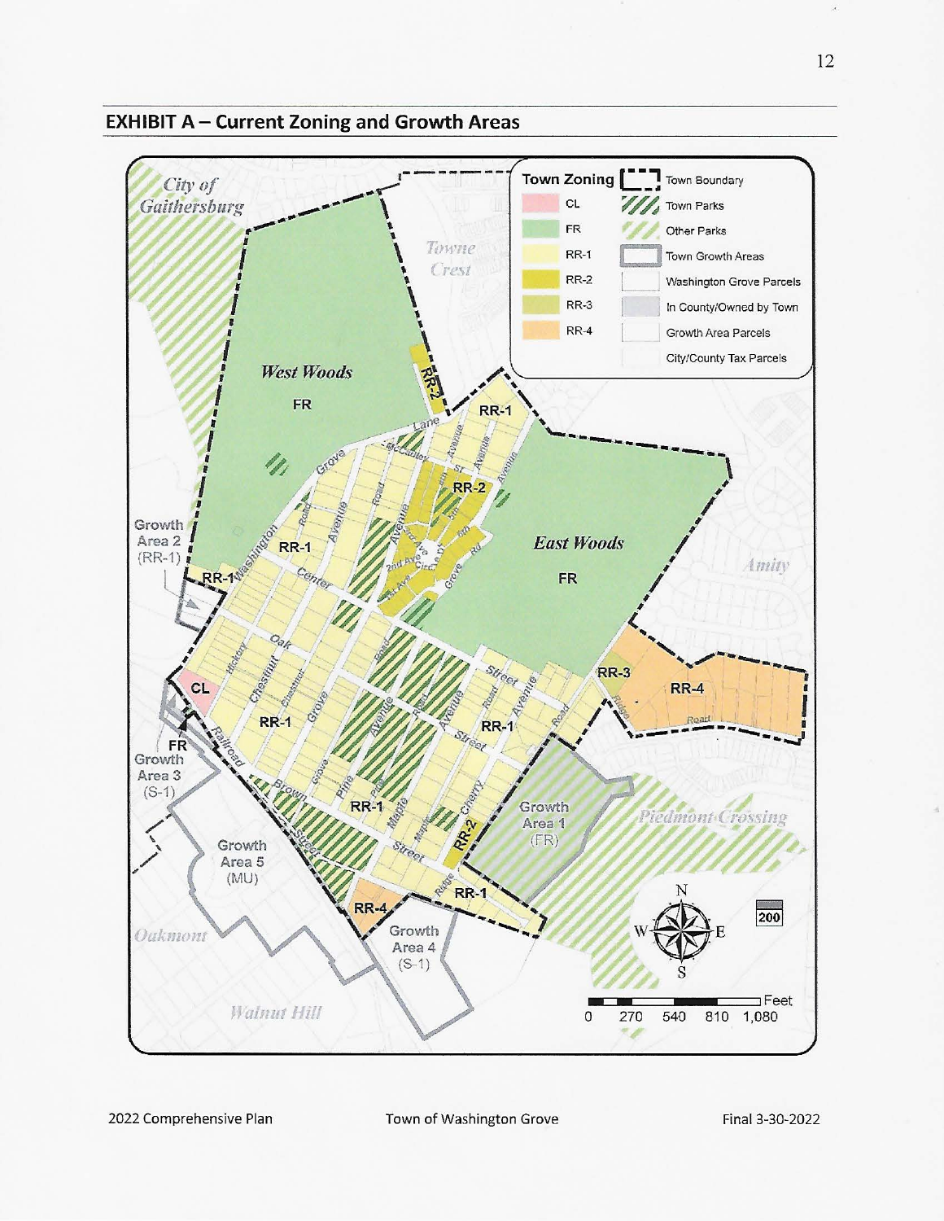## EXHIBIT A – Current Zoning and Growth Areas

**Town Zoning**

- CL
- FR
- RR-1
- RR-2
- RR-3
- RR-4

- Town Boundary
- Town Parks
- Other Parks
- Town Growth Areas
- Washington Grove Parcels
- In County/Owned by Town
- Growth Area Parcels
- City/County Tax Parcels

City of Gaithersburg

Towne Crest

West Woods

FR

RR-2

RR-1

East Woods

FR

Amity

Growth Area 2 (RR-1)

RR-1

CL

FR

Growth Area 3 (S-1)

RR-1

RR-3

RR-4

RR-1

Growth Area 1 (FR)

Piedmont Crossing

Growth Area 5 (MU)

RR-1

RR-2

RR-1

RR-4

Growth Area 4 (S-1)

Oakmont

Walnut Hill

200

Feet

0 270 540 810 1,080

2022 Comprehensive Plan

Town of Washington Grove

Final 3-30-2022